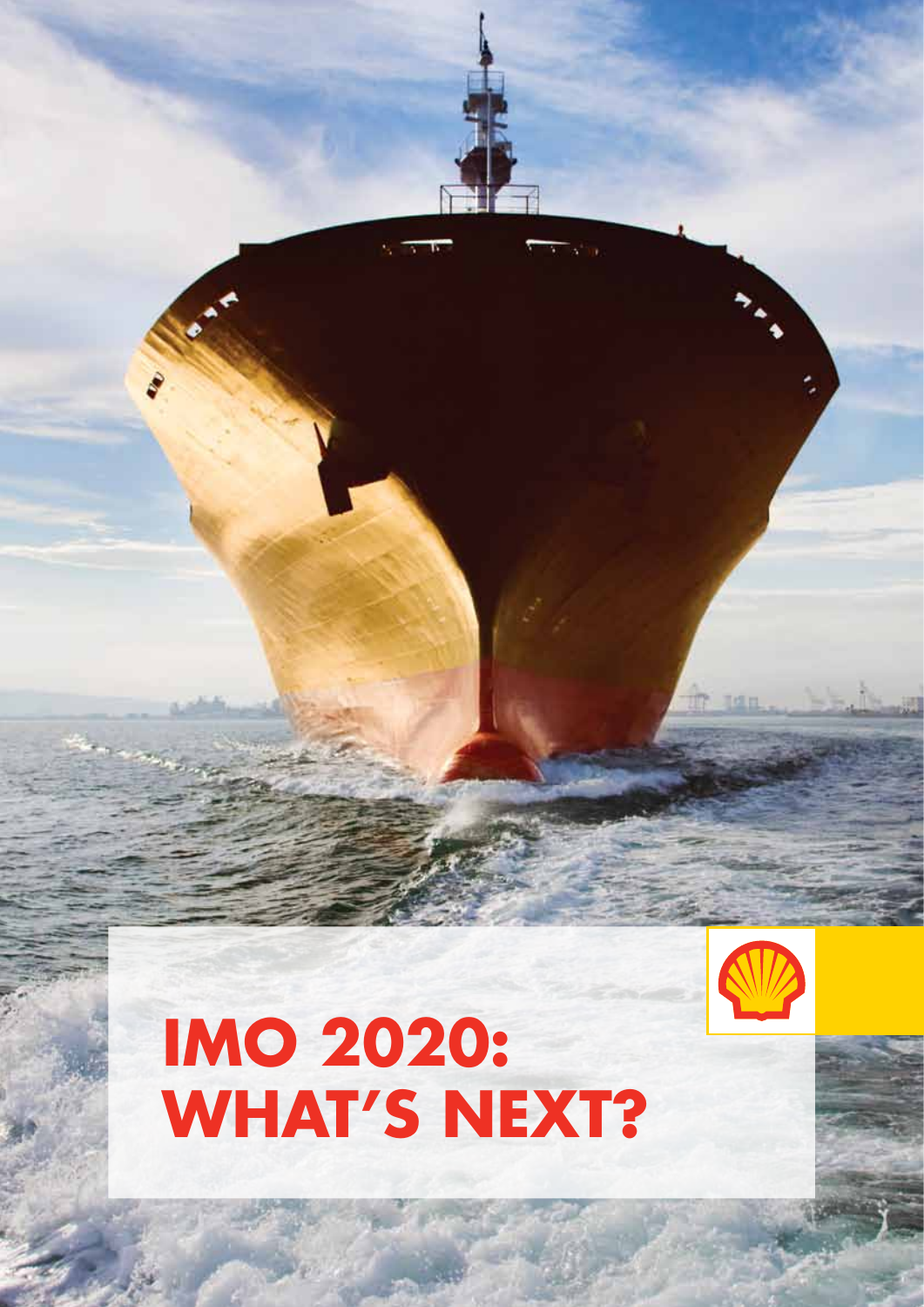# IMO 2020: WHAT'S NEXT?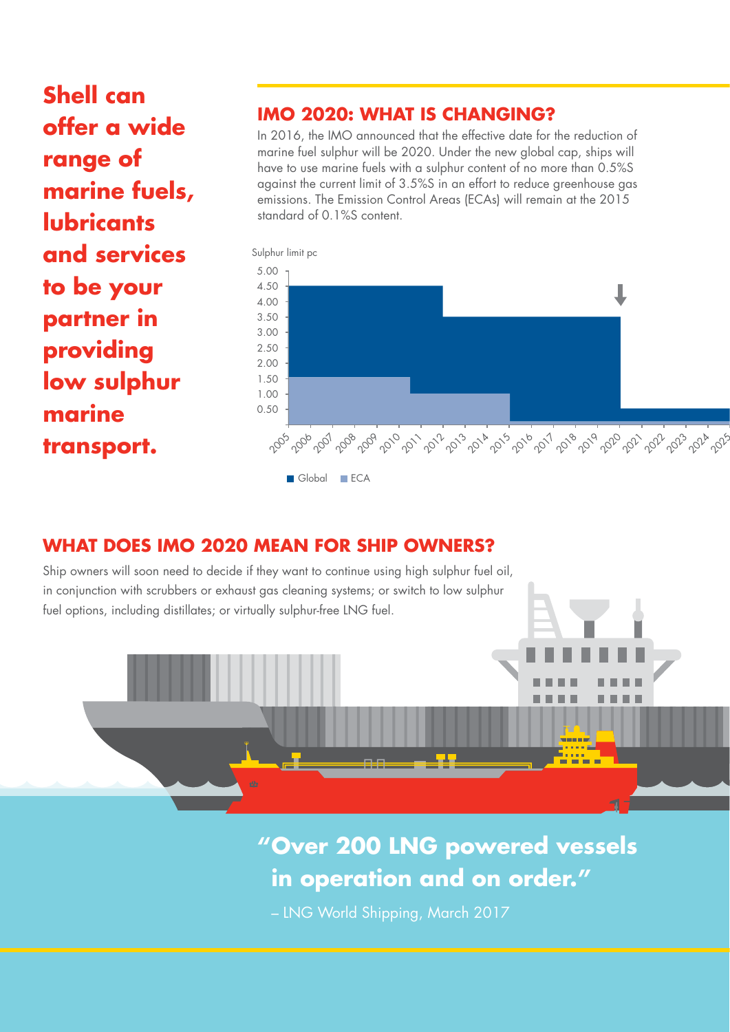**Shell can offer a wide range of marine fuels, lubricants and services to be your partner in providing low sulphur marine transport.**

## IMO 2020: WHAT IS CHANGING?

In 2016, the IMO announced that the effective date for the reduction of marine fuel sulphur will be 2020. Under the new global cap, ships will have to use marine fuels with a sulphur content of no more than 0.5%S against the current limit of 3.5%S in an effort to reduce greenhouse gas emissions. The Emission Control Areas (ECAs) will remain at the 2015 standard of 0.1%S content.

Sulphur limit pc

Global | ECA

## WHAT DOES IMO 2020 MEAN FOR SHIP OWNERS?

Ship owners will soon need to decide if they want to continue using high sulphur fuel oil, in conjunction with scrubbers or exhaust gas cleaning systems; or switch to low sulphur fuel options, including distillates; or virtually sulphur-free LNG fuel.

**"Over 200 LNG powered vessels in operation and on order."**

– LNG World Shipping, March 2017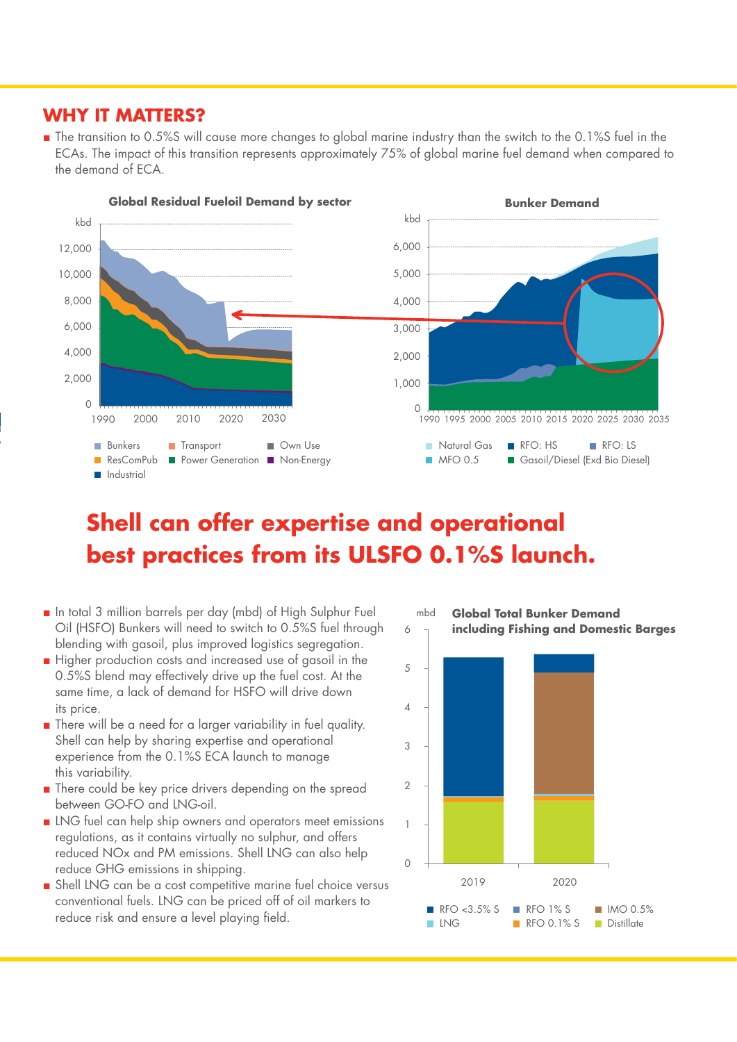## WHY IT MATTERS?

- The transition to 0.5%S will cause more changes to global marine industry than the switch to the 0.1%S fuel in the ECAs. The impact of this transition represents approximately 75% of global marine fuel demand when compared to the demand of ECA.

**Global Residual Fueloil Demand by sector**

kbd

Bunkers · Transport · Own Use · ResComPub · Power Generation · Non-Energy · Industrial

**Bunker Demand**

kbd

Natural Gas · RFO: HS · RFO: LS · MFO 0.5 · Gasoil/Diesel (Exd Bio Diesel)

# Shell can offer expertise and operational best practices from its ULSFO 0.1%S launch.

- In total 3 million barrels per day (mbd) of High Sulphur Fuel Oil (HSFO) Bunkers will need to switch to 0.5%S fuel through blending with gasoil, plus improved logistics segregation.
- Higher production costs and increased use of gasoil in the 0.5%S blend may effectively drive up the fuel cost. At the same time, a lack of demand for HSFO will drive down its price.
- There will be a need for a larger variability in fuel quality. Shell can help by sharing expertise and operational experience from the 0.1%S ECA launch to manage this variability.
- There could be key price drivers depending on the spread between GO-FO and LNG-oil.
- LNG fuel can help ship owners and operators meet emissions regulations, as it contains virtually no sulphur, and offers reduced NOx and PM emissions. Shell LNG can also help reduce GHG emissions in shipping.
- Shell LNG can be a cost competitive marine fuel choice versus conventional fuels. LNG can be priced off of oil markers to reduce risk and ensure a level playing field.

**Global Total Bunker Demand including Fishing and Domestic Barges**

mbd

RFO <3.5% S · RFO 1% S · IMO 0.5% · LNG · RFO 0.1% S · Distillate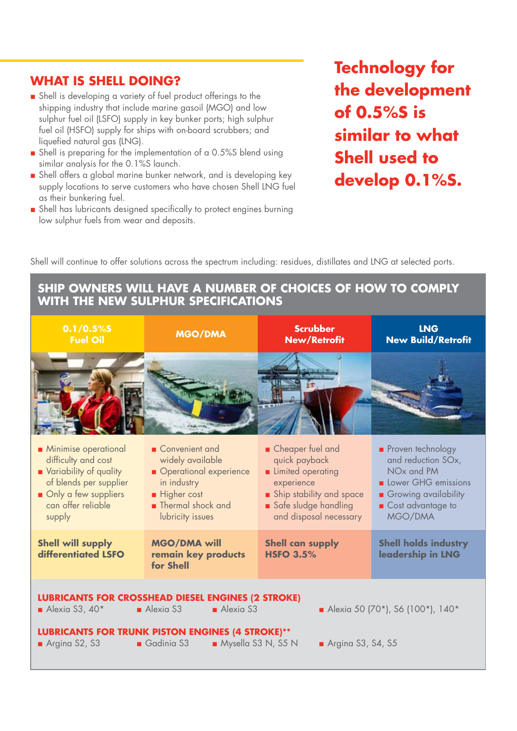## WHAT IS SHELL DOING?

- Shell is developing a variety of fuel product offerings to the shipping industry that include marine gasoil (MGO) and low sulphur fuel oil (LSFO) supply in key bunker ports; high sulphur fuel oil (HSFO) supply for ships with on-board scrubbers; and liquefied natural gas (LNG).
- Shell is preparing for the implementation of a 0.5%S blend using similar analysis for the 0.1%S launch.
- Shell offers a global marine bunker network, and is developing key supply locations to serve customers who have chosen Shell LNG fuel as their bunkering fuel.
- Shell has lubricants designed specifically to protect engines burning low sulphur fuels from wear and deposits.

**Technology for the development of 0.5%S is similar to what Shell used to develop 0.1%S.**

Shell will continue to offer solutions across the spectrum including: residues, distillates and LNG at selected ports.

## SHIP OWNERS WILL HAVE A NUMBER OF CHOICES OF HOW TO COMPLY WITH THE NEW SULPHUR SPECIFICATIONS

| 0.1/0.5%S Fuel Oil | MGO/DMA | Scrubber New/Retrofit | LNG New Build/Retrofit |
|---|---|---|---|
| ■ Minimise operational difficulty and cost<br>■ Variability of quality of blends per supplier<br>■ Only a few suppliers can offer reliable supply | ■ Convenient and widely available<br>■ Operational experience in industry<br>■ Higher cost<br>■ Thermal shock and lubricity issues | ■ Cheaper fuel and quick payback<br>■ Limited operating experience<br>■ Ship stability and space<br>■ Safe sludge handling and disposal necessary | ■ Proven technology and reduction SOx, NOx and PM<br>■ Lower GHG emissions<br>■ Growing availability<br>■ Cost advantage to MGO/DMA |
| **Shell will supply differentiated LSFO** | **MGO/DMA will remain key products for Shell** | **Shell can supply HSFO 3.5%** | **Shell holds industry leadership in LNG** |

**LUBRICANTS FOR CROSSHEAD DIESEL ENGINES (2 STROKE)**

| 0.1/0.5%S Fuel Oil | MGO/DMA | Scrubber New/Retrofit | LNG New Build/Retrofit |
|---|---|---|---|
| ■ Alexia S3, 40* | ■ Alexia S3 | ■ Alexia S3 | ■ Alexia 50 (70*), S6 (100*), 140* |

**LUBRICANTS FOR TRUNK PISTON ENGINES (4 STROKE)****

| 0.1/0.5%S Fuel Oil | MGO/DMA | Scrubber New/Retrofit | LNG New Build/Retrofit |
|---|---|---|---|
| ■ Argina S2, S3 | ■ Gadinia S3 | ■ Mysella S3 N, S5 N | ■ Argina S3, S4, S5 |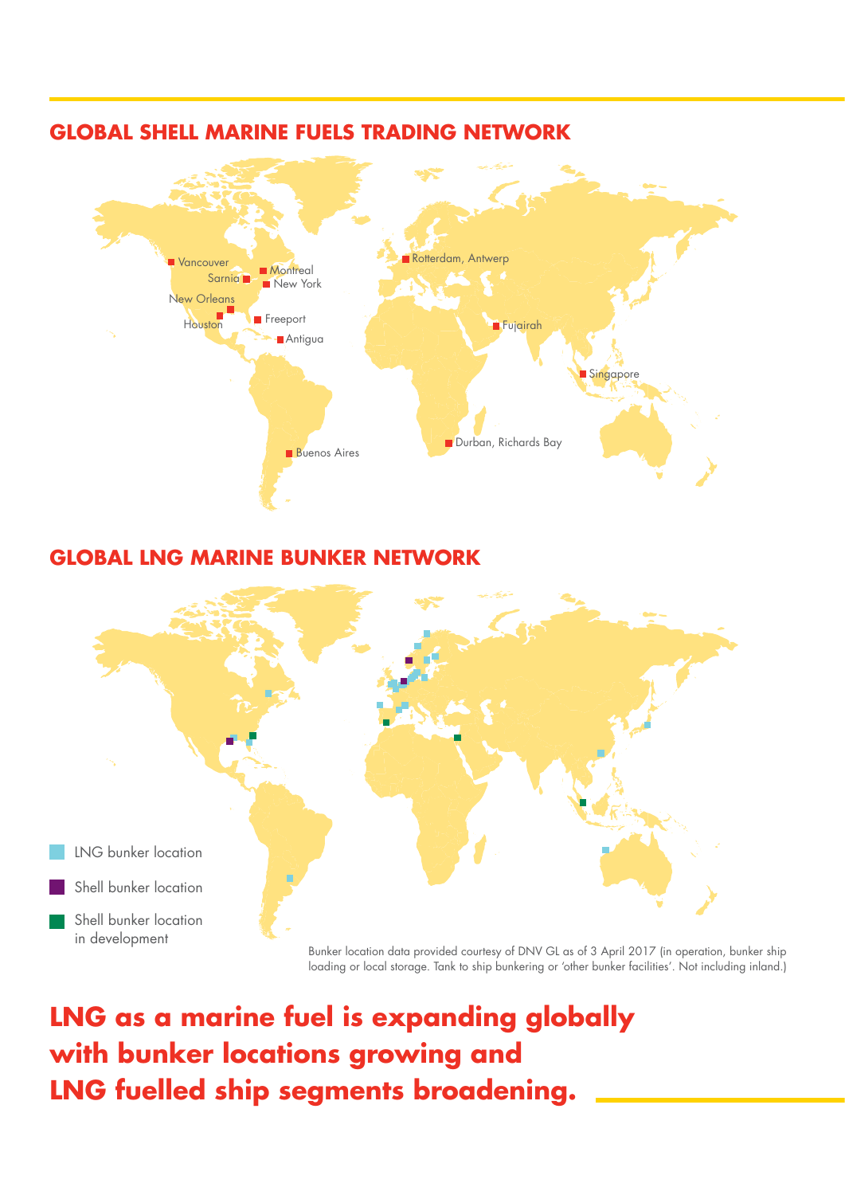## GLOBAL SHELL MARINE FUELS TRADING NETWORK

Vancouver
Montreal
Sarnia
New York
New Orleans
Houston
Freeport
Antigua
Buenos Aires
Rotterdam, Antwerp
Fujairah
Singapore
Durban, Richards Bay

## GLOBAL LNG MARINE BUNKER NETWORK

LNG bunker location

Shell bunker location

Shell bunker location in development

Bunker location data provided courtesy of DNV GL as of 3 April 2017 (in operation, bunker ship loading or local storage. Tank to ship bunkering or 'other bunker facilities'. Not including inland.)

**LNG as a marine fuel is expanding globally with bunker locations growing and LNG fuelled ship segments broadening.**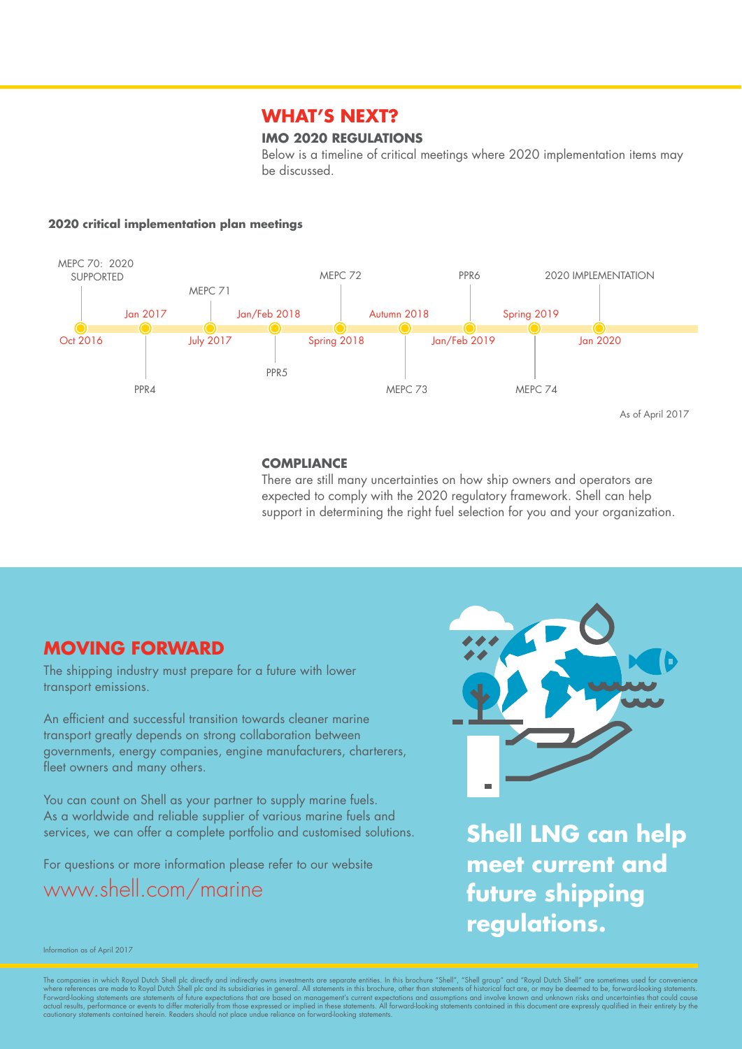## WHAT'S NEXT?

### IMO 2020 REGULATIONS

Below is a timeline of critical meetings where 2020 implementation items may be discussed.

**2020 critical implementation plan meetings**

Oct 2016 — MEPC 70: 2020 SUPPORTED
Jan 2017 — PPR4
July 2017 — MEPC 71
Jan/Feb 2018 — PPR5
Spring 2018 — MEPC 72
Autumn 2018 — MEPC 73
Jan/Feb 2019 — PPR6
Spring 2019 — MEPC 74
Jan 2020 — 2020 IMPLEMENTATION

As of April 2017

### COMPLIANCE

There are still many uncertainties on how ship owners and operators are expected to comply with the 2020 regulatory framework. Shell can help support in determining the right fuel selection for you and your organization.

## MOVING FORWARD

The shipping industry must prepare for a future with lower transport emissions.

An efficient and successful transition towards cleaner marine transport greatly depends on strong collaboration between governments, energy companies, engine manufacturers, charterers, fleet owners and many others.

You can count on Shell as your partner to supply marine fuels. As a worldwide and reliable supplier of various marine fuels and services, we can offer a complete portfolio and customised solutions.

For questions or more information please refer to our website

www.shell.com/marine

**Shell LNG can help meet current and future shipping regulations.**

Information as of April 2017

The companies in which Royal Dutch Shell plc directly and indirectly owns investments are separate entities. In this brochure "Shell", "Shell group" and "Royal Dutch Shell" are sometimes used for convenience where references are made to Royal Dutch Shell plc and its subsidiaries in general. All statements in this brochure, other than statements of historical fact are, or may be deemed to be, forward-looking statements. Forward-looking statements are statements of future expectations that are based on management's current expectations and assumptions and involve known and unknown risks and uncertainties that could cause actual results, performance or events to differ materially from those expressed or implied in these statements. All forward-looking statements contained in this document are expressly qualified in their entirety by the cautionary statements contained herein. Readers should not place undue reliance on forward-looking statements.